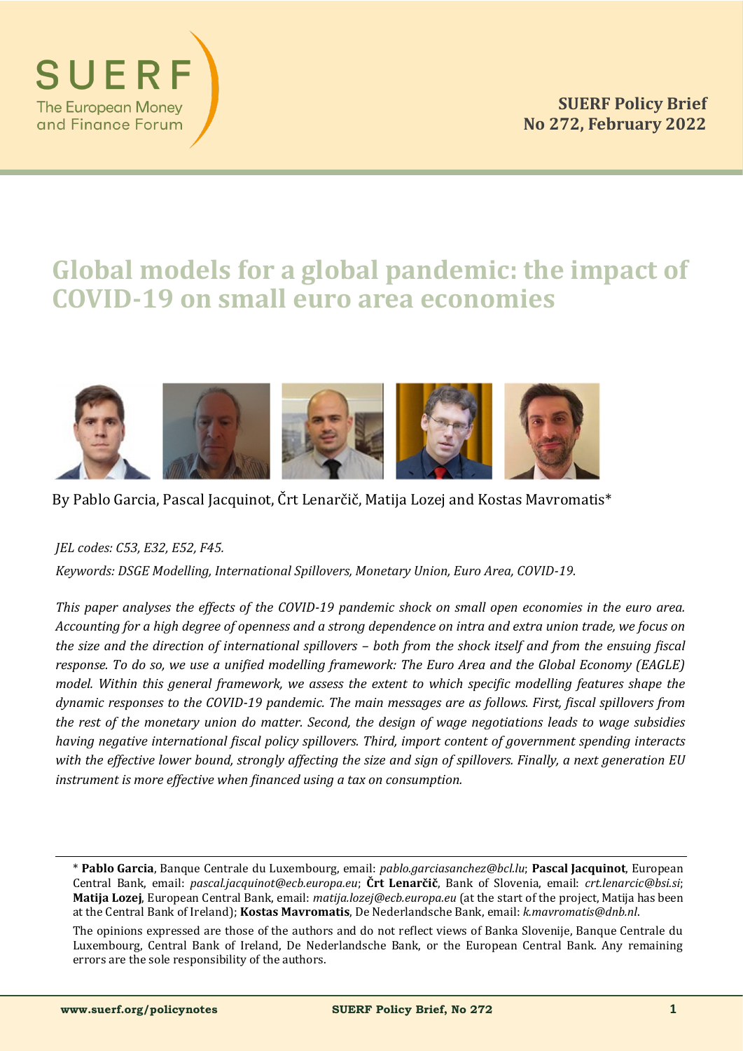SUERF

The European Money and Finance Forum

**SUERF Policy Brief**
**No 272, February 2022**

# Global models for a global pandemic: the impact of COVID-19 on small euro area economies

By Pablo Garcia, Pascal Jacquinot, Črt Lenarčič, Matija Lozej and Kostas Mavromatis*

*JEL codes: C53, E32, E52, F45.*

*Keywords: DSGE Modelling, International Spillovers, Monetary Union, Euro Area, COVID-19.*

*This paper analyses the effects of the COVID-19 pandemic shock on small open economies in the euro area. Accounting for a high degree of openness and a strong dependence on intra and extra union trade, we focus on the size and the direction of international spillovers – both from the shock itself and from the ensuing fiscal response. To do so, we use a unified modelling framework: The Euro Area and the Global Economy (EAGLE) model. Within this general framework, we assess the extent to which specific modelling features shape the dynamic responses to the COVID-19 pandemic. The main messages are as follows. First, fiscal spillovers from the rest of the monetary union do matter. Second, the design of wage negotiations leads to wage subsidies having negative international fiscal policy spillovers. Third, import content of government spending interacts with the effective lower bound, strongly affecting the size and sign of spillovers. Finally, a next generation EU instrument is more effective when financed using a tax on consumption.*

---

\* **Pablo Garcia**, Banque Centrale du Luxembourg, email: *pablo.garciasanchez@bcl.lu*; **Pascal Jacquinot**, European Central Bank, email: *pascal.jacquinot@ecb.europa.eu*; **Črt Lenarčič**, Bank of Slovenia, email: *crt.lenarcic@bsi.si*; **Matija Lozej**, European Central Bank, email: *matija.lozej@ecb.europa.eu* (at the start of the project, Matija has been at the Central Bank of Ireland); **Kostas Mavromatis**, De Nederlandsche Bank, email: *k.mavromatis@dnb.nl*.

The opinions expressed are those of the authors and do not reflect views of Banka Slovenije, Banque Centrale du Luxembourg, Central Bank of Ireland, De Nederlandsche Bank, or the European Central Bank. Any remaining errors are the sole responsibility of the authors.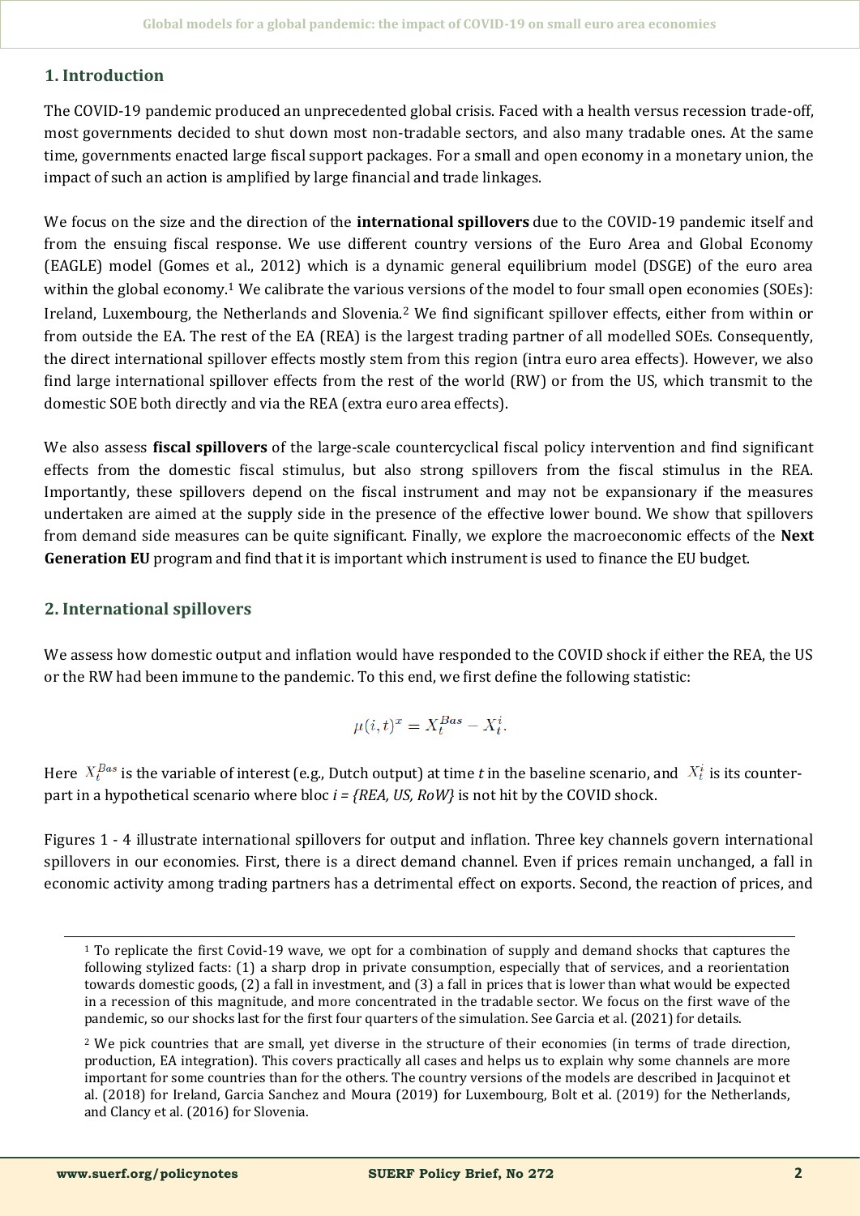## 1. Introduction

The COVID-19 pandemic produced an unprecedented global crisis. Faced with a health versus recession trade-off, most governments decided to shut down most non-tradable sectors, and also many tradable ones. At the same time, governments enacted large fiscal support packages. For a small and open economy in a monetary union, the impact of such an action is amplified by large financial and trade linkages.

We focus on the size and the direction of the **international spillovers** due to the COVID-19 pandemic itself and from the ensuing fiscal response. We use different country versions of the Euro Area and Global Economy (EAGLE) model (Gomes et al., 2012) which is a dynamic general equilibrium model (DSGE) of the euro area within the global economy.[1] We calibrate the various versions of the model to four small open economies (SOEs): Ireland, Luxembourg, the Netherlands and Slovenia.[2] We find significant spillover effects, either from within or from outside the EA. The rest of the EA (REA) is the largest trading partner of all modelled SOEs. Consequently, the direct international spillover effects mostly stem from this region (intra euro area effects). However, we also find large international spillover effects from the rest of the world (RW) or from the US, which transmit to the domestic SOE both directly and via the REA (extra euro area effects).

We also assess **fiscal spillovers** of the large-scale countercyclical fiscal policy intervention and find significant effects from the domestic fiscal stimulus, but also strong spillovers from the fiscal stimulus in the REA. Importantly, these spillovers depend on the fiscal instrument and may not be expansionary if the measures undertaken are aimed at the supply side in the presence of the effective lower bound. We show that spillovers from demand side measures can be quite significant. Finally, we explore the macroeconomic effects of the **Next Generation EU** program and find that it is important which instrument is used to finance the EU budget.

## 2. International spillovers

We assess how domestic output and inflation would have responded to the COVID shock if either the REA, the US or the RW had been immune to the pandemic. To this end, we first define the following statistic:

$$\mu(i,t)^x = X_t^{Bas} - X_t^i.$$

Here $X_t^{Bas}$ is the variable of interest (e.g., Dutch output) at time *t* in the baseline scenario, and $X_t^i$ is its counterpart in a hypothetical scenario where bloc *i = {REA, US, RoW}* is not hit by the COVID shock.

Figures 1 - 4 illustrate international spillovers for output and inflation. Three key channels govern international spillovers in our economies. First, there is a direct demand channel. Even if prices remain unchanged, a fall in economic activity among trading partners has a detrimental effect on exports. Second, the reaction of prices, and

---

[1] To replicate the first Covid-19 wave, we opt for a combination of supply and demand shocks that captures the following stylized facts: (1) a sharp drop in private consumption, especially that of services, and a reorientation towards domestic goods, (2) a fall in investment, and (3) a fall in prices that is lower than what would be expected in a recession of this magnitude, and more concentrated in the tradable sector. We focus on the first wave of the pandemic, so our shocks last for the first four quarters of the simulation. See Garcia et al. (2021) for details.

[2] We pick countries that are small, yet diverse in the structure of their economies (in terms of trade direction, production, EA integration). This covers practically all cases and helps us to explain why some channels are more important for some countries than for the others. The country versions of the models are described in Jacquinot et al. (2018) for Ireland, Garcia Sanchez and Moura (2019) for Luxembourg, Bolt et al. (2019) for the Netherlands, and Clancy et al. (2016) for Slovenia.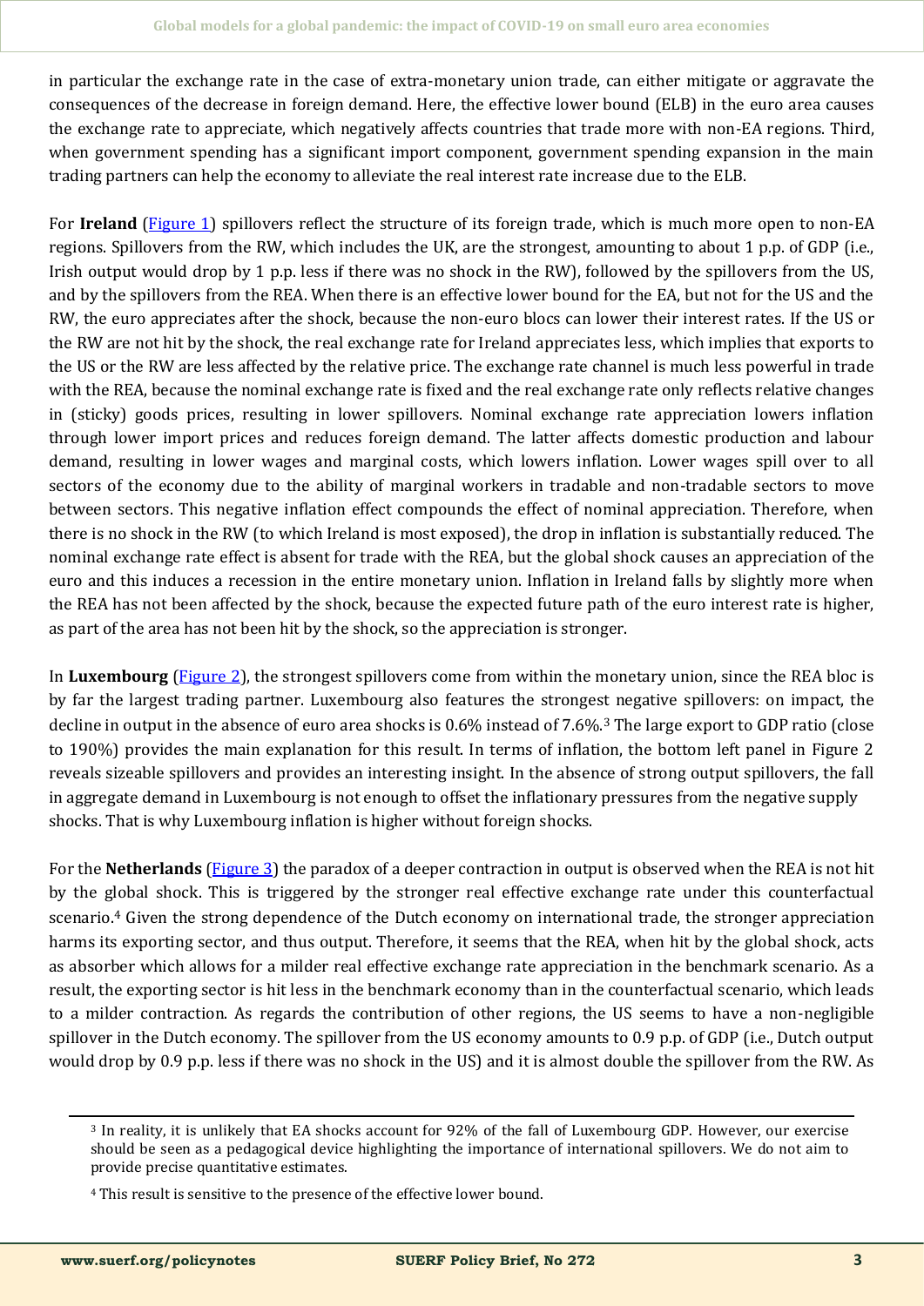in particular the exchange rate in the case of extra-monetary union trade, can either mitigate or aggravate the consequences of the decrease in foreign demand. Here, the effective lower bound (ELB) in the euro area causes the exchange rate to appreciate, which negatively affects countries that trade more with non-EA regions. Third, when government spending has a significant import component, government spending expansion in the main trading partners can help the economy to alleviate the real interest rate increase due to the ELB.

For **Ireland** (Figure 1) spillovers reflect the structure of its foreign trade, which is much more open to non-EA regions. Spillovers from the RW, which includes the UK, are the strongest, amounting to about 1 p.p. of GDP (i.e., Irish output would drop by 1 p.p. less if there was no shock in the RW), followed by the spillovers from the US, and by the spillovers from the REA. When there is an effective lower bound for the EA, but not for the US and the RW, the euro appreciates after the shock, because the non-euro blocs can lower their interest rates. If the US or the RW are not hit by the shock, the real exchange rate for Ireland appreciates less, which implies that exports to the US or the RW are less affected by the relative price. The exchange rate channel is much less powerful in trade with the REA, because the nominal exchange rate is fixed and the real exchange rate only reflects relative changes in (sticky) goods prices, resulting in lower spillovers. Nominal exchange rate appreciation lowers inflation through lower import prices and reduces foreign demand. The latter affects domestic production and labour demand, resulting in lower wages and marginal costs, which lowers inflation. Lower wages spill over to all sectors of the economy due to the ability of marginal workers in tradable and non-tradable sectors to move between sectors. This negative inflation effect compounds the effect of nominal appreciation. Therefore, when there is no shock in the RW (to which Ireland is most exposed), the drop in inflation is substantially reduced. The nominal exchange rate effect is absent for trade with the REA, but the global shock causes an appreciation of the euro and this induces a recession in the entire monetary union. Inflation in Ireland falls by slightly more when the REA has not been affected by the shock, because the expected future path of the euro interest rate is higher, as part of the area has not been hit by the shock, so the appreciation is stronger.

In **Luxembourg** (Figure 2), the strongest spillovers come from within the monetary union, since the REA bloc is by far the largest trading partner. Luxembourg also features the strongest negative spillovers: on impact, the decline in output in the absence of euro area shocks is 0.6% instead of 7.6%.[3] The large export to GDP ratio (close to 190%) provides the main explanation for this result. In terms of inflation, the bottom left panel in Figure 2 reveals sizeable spillovers and provides an interesting insight. In the absence of strong output spillovers, the fall in aggregate demand in Luxembourg is not enough to offset the inflationary pressures from the negative supply shocks. That is why Luxembourg inflation is higher without foreign shocks.

For the **Netherlands** (Figure 3) the paradox of a deeper contraction in output is observed when the REA is not hit by the global shock. This is triggered by the stronger real effective exchange rate under this counterfactual scenario.[4] Given the strong dependence of the Dutch economy on international trade, the stronger appreciation harms its exporting sector, and thus output. Therefore, it seems that the REA, when hit by the global shock, acts as absorber which allows for a milder real effective exchange rate appreciation in the benchmark scenario. As a result, the exporting sector is hit less in the benchmark economy than in the counterfactual scenario, which leads to a milder contraction. As regards the contribution of other regions, the US seems to have a non-negligible spillover in the Dutch economy. The spillover from the US economy amounts to 0.9 p.p. of GDP (i.e., Dutch output would drop by 0.9 p.p. less if there was no shock in the US) and it is almost double the spillover from the RW. As

---

[3] In reality, it is unlikely that EA shocks account for 92% of the fall of Luxembourg GDP. However, our exercise should be seen as a pedagogical device highlighting the importance of international spillovers. We do not aim to provide precise quantitative estimates.

[4] This result is sensitive to the presence of the effective lower bound.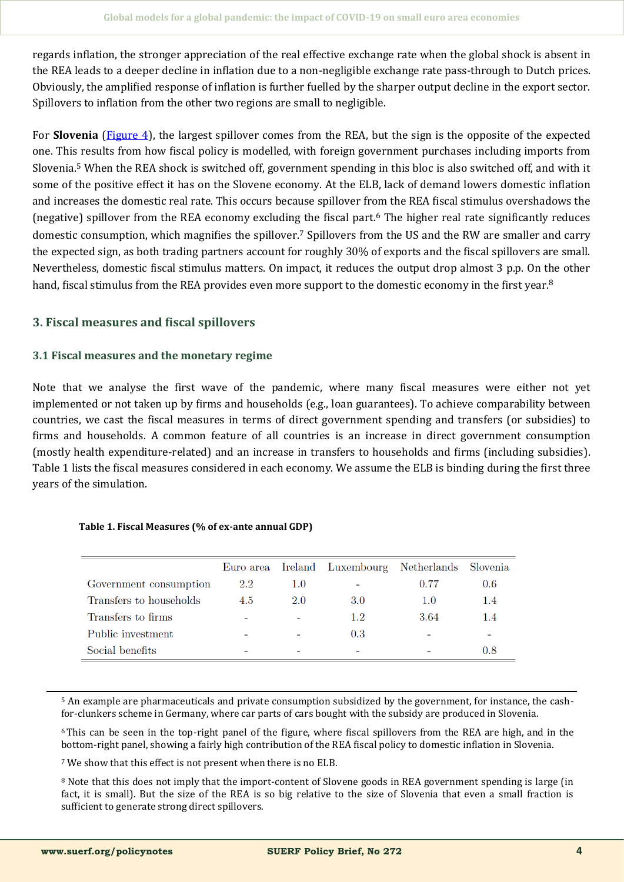regards inflation, the stronger appreciation of the real effective exchange rate when the global shock is absent in the REA leads to a deeper decline in inflation due to a non-negligible exchange rate pass-through to Dutch prices. Obviously, the amplified response of inflation is further fuelled by the sharper output decline in the export sector. Spillovers to inflation from the other two regions are small to negligible.

For **Slovenia** (Figure 4), the largest spillover comes from the REA, but the sign is the opposite of the expected one. This results from how fiscal policy is modelled, with foreign government purchases including imports from Slovenia.[5] When the REA shock is switched off, government spending in this bloc is also switched off, and with it some of the positive effect it has on the Slovene economy. At the ELB, lack of demand lowers domestic inflation and increases the domestic real rate. This occurs because spillover from the REA fiscal stimulus overshadows the (negative) spillover from the REA economy excluding the fiscal part.[6] The higher real rate significantly reduces domestic consumption, which magnifies the spillover.[7] Spillovers from the US and the RW are smaller and carry the expected sign, as both trading partners account for roughly 30% of exports and the fiscal spillovers are small. Nevertheless, domestic fiscal stimulus matters. On impact, it reduces the output drop almost 3 p.p. On the other hand, fiscal stimulus from the REA provides even more support to the domestic economy in the first year.[8]

## 3. Fiscal measures and fiscal spillovers

### 3.1 Fiscal measures and the monetary regime

Note that we analyse the first wave of the pandemic, where many fiscal measures were either not yet implemented or not taken up by firms and households (e.g., loan guarantees). To achieve comparability between countries, we cast the fiscal measures in terms of direct government spending and transfers (or subsidies) to firms and households. A common feature of all countries is an increase in direct government consumption (mostly health expenditure-related) and an increase in transfers to households and firms (including subsidies). Table 1 lists the fiscal measures considered in each economy. We assume the ELB is binding during the first three years of the simulation.

**Table 1. Fiscal Measures (% of ex-ante annual GDP)**

| | Euro area | Ireland | Luxembourg | Netherlands | Slovenia |
|---|---|---|---|---|---|
| Government consumption | 2.2 | 1.0 | - | 0.77 | 0.6 |
| Transfers to households | 4.5 | 2.0 | 3.0 | 1.0 | 1.4 |
| Transfers to firms | - | - | 1.2 | 3.64 | 1.4 |
| Public investment | - | - | 0.3 | - | - |
| Social benefits | - | - | - | - | 0.8 |

[5] An example are pharmaceuticals and private consumption subsidized by the government, for instance, the cash-for-clunkers scheme in Germany, where car parts of cars bought with the subsidy are produced in Slovenia.

[6] This can be seen in the top-right panel of the figure, where fiscal spillovers from the REA are high, and in the bottom-right panel, showing a fairly high contribution of the REA fiscal policy to domestic inflation in Slovenia.

[7] We show that this effect is not present when there is no ELB.

[8] Note that this does not imply that the import-content of Slovene goods in REA government spending is large (in fact, it is small). But the size of the REA is so big relative to the size of Slovenia that even a small fraction is sufficient to generate strong direct spillovers.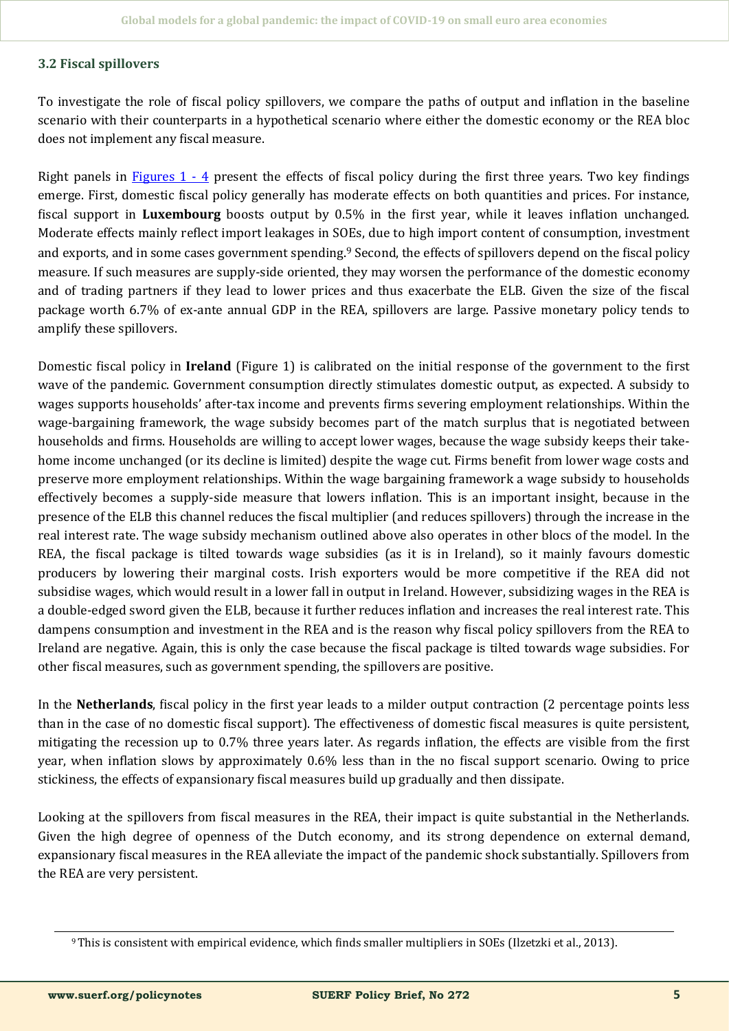### 3.2 Fiscal spillovers

To investigate the role of fiscal policy spillovers, we compare the paths of output and inflation in the baseline scenario with their counterparts in a hypothetical scenario where either the domestic economy or the REA bloc does not implement any fiscal measure.

Right panels in Figures 1 - 4 present the effects of fiscal policy during the first three years. Two key findings emerge. First, domestic fiscal policy generally has moderate effects on both quantities and prices. For instance, fiscal support in **Luxembourg** boosts output by 0.5% in the first year, while it leaves inflation unchanged. Moderate effects mainly reflect import leakages in SOEs, due to high import content of consumption, investment and exports, and in some cases government spending.[9] Second, the effects of spillovers depend on the fiscal policy measure. If such measures are supply-side oriented, they may worsen the performance of the domestic economy and of trading partners if they lead to lower prices and thus exacerbate the ELB. Given the size of the fiscal package worth 6.7% of ex-ante annual GDP in the REA, spillovers are large. Passive monetary policy tends to amplify these spillovers.

Domestic fiscal policy in **Ireland** (Figure 1) is calibrated on the initial response of the government to the first wave of the pandemic. Government consumption directly stimulates domestic output, as expected. A subsidy to wages supports households' after-tax income and prevents firms severing employment relationships. Within the wage-bargaining framework, the wage subsidy becomes part of the match surplus that is negotiated between households and firms. Households are willing to accept lower wages, because the wage subsidy keeps their take-home income unchanged (or its decline is limited) despite the wage cut. Firms benefit from lower wage costs and preserve more employment relationships. Within the wage bargaining framework a wage subsidy to households effectively becomes a supply-side measure that lowers inflation. This is an important insight, because in the presence of the ELB this channel reduces the fiscal multiplier (and reduces spillovers) through the increase in the real interest rate. The wage subsidy mechanism outlined above also operates in other blocs of the model. In the REA, the fiscal package is tilted towards wage subsidies (as it is in Ireland), so it mainly favours domestic producers by lowering their marginal costs. Irish exporters would be more competitive if the REA did not subsidise wages, which would result in a lower fall in output in Ireland. However, subsidizing wages in the REA is a double-edged sword given the ELB, because it further reduces inflation and increases the real interest rate. This dampens consumption and investment in the REA and is the reason why fiscal policy spillovers from the REA to Ireland are negative. Again, this is only the case because the fiscal package is tilted towards wage subsidies. For other fiscal measures, such as government spending, the spillovers are positive.

In the **Netherlands**, fiscal policy in the first year leads to a milder output contraction (2 percentage points less than in the case of no domestic fiscal support). The effectiveness of domestic fiscal measures is quite persistent, mitigating the recession up to 0.7% three years later. As regards inflation, the effects are visible from the first year, when inflation slows by approximately 0.6% less than in the no fiscal support scenario. Owing to price stickiness, the effects of expansionary fiscal measures build up gradually and then dissipate.

Looking at the spillovers from fiscal measures in the REA, their impact is quite substantial in the Netherlands. Given the high degree of openness of the Dutch economy, and its strong dependence on external demand, expansionary fiscal measures in the REA alleviate the impact of the pandemic shock substantially. Spillovers from the REA are very persistent.

---

[9] This is consistent with empirical evidence, which finds smaller multipliers in SOEs (Ilzetzki et al., 2013).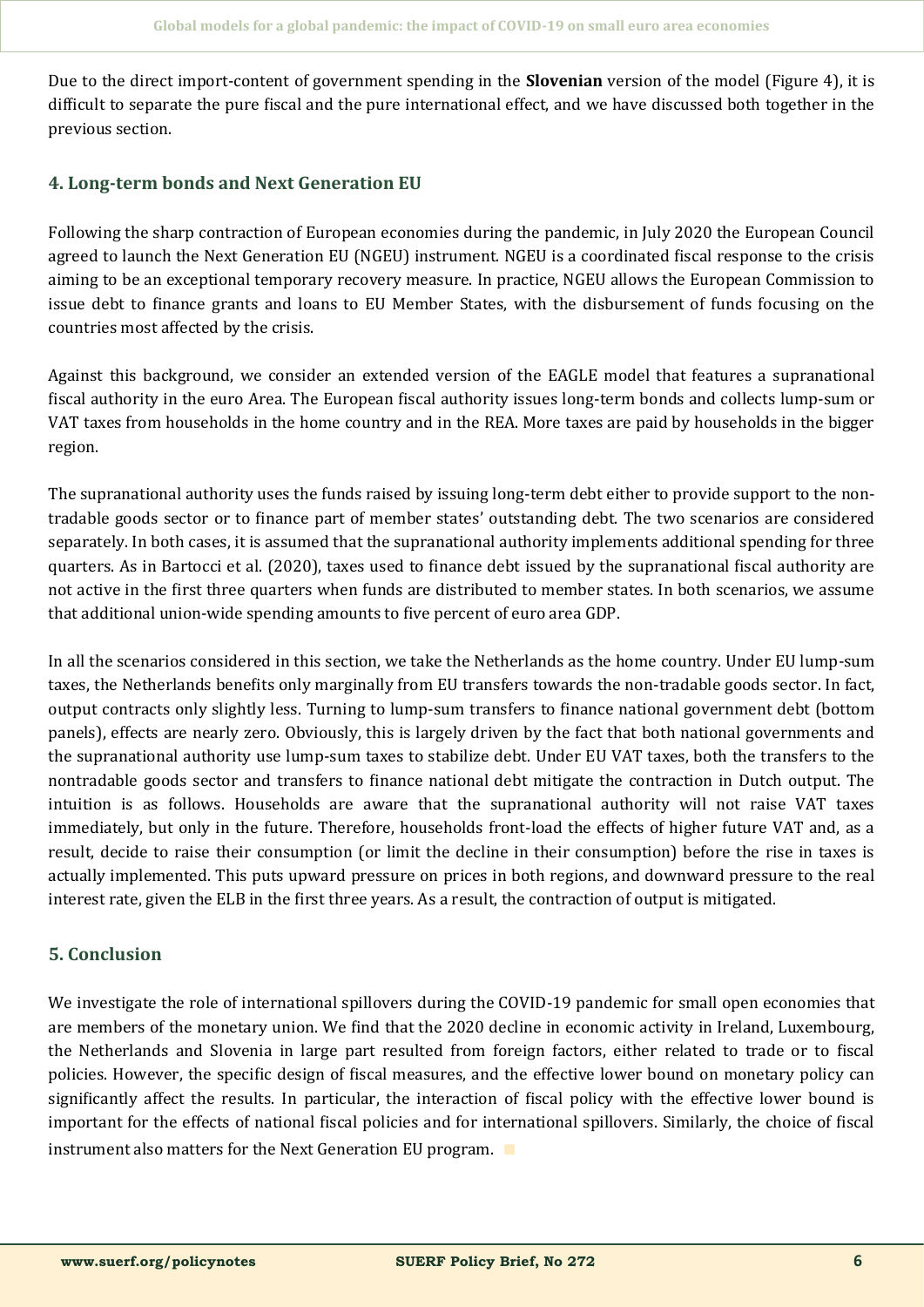Due to the direct import-content of government spending in the **Slovenian** version of the model (Figure 4), it is difficult to separate the pure fiscal and the pure international effect, and we have discussed both together in the previous section.

## 4. Long-term bonds and Next Generation EU

Following the sharp contraction of European economies during the pandemic, in July 2020 the European Council agreed to launch the Next Generation EU (NGEU) instrument. NGEU is a coordinated fiscal response to the crisis aiming to be an exceptional temporary recovery measure. In practice, NGEU allows the European Commission to issue debt to finance grants and loans to EU Member States, with the disbursement of funds focusing on the countries most affected by the crisis.

Against this background, we consider an extended version of the EAGLE model that features a supranational fiscal authority in the euro Area. The European fiscal authority issues long-term bonds and collects lump-sum or VAT taxes from households in the home country and in the REA. More taxes are paid by households in the bigger region.

The supranational authority uses the funds raised by issuing long-term debt either to provide support to the non-tradable goods sector or to finance part of member states' outstanding debt. The two scenarios are considered separately. In both cases, it is assumed that the supranational authority implements additional spending for three quarters. As in Bartocci et al. (2020), taxes used to finance debt issued by the supranational fiscal authority are not active in the first three quarters when funds are distributed to member states. In both scenarios, we assume that additional union-wide spending amounts to five percent of euro area GDP.

In all the scenarios considered in this section, we take the Netherlands as the home country. Under EU lump-sum taxes, the Netherlands benefits only marginally from EU transfers towards the non-tradable goods sector. In fact, output contracts only slightly less. Turning to lump-sum transfers to finance national government debt (bottom panels), effects are nearly zero. Obviously, this is largely driven by the fact that both national governments and the supranational authority use lump-sum taxes to stabilize debt. Under EU VAT taxes, both the transfers to the nontradable goods sector and transfers to finance national debt mitigate the contraction in Dutch output. The intuition is as follows. Households are aware that the supranational authority will not raise VAT taxes immediately, but only in the future. Therefore, households front-load the effects of higher future VAT and, as a result, decide to raise their consumption (or limit the decline in their consumption) before the rise in taxes is actually implemented. This puts upward pressure on prices in both regions, and downward pressure to the real interest rate, given the ELB in the first three years. As a result, the contraction of output is mitigated.

## 5. Conclusion

We investigate the role of international spillovers during the COVID-19 pandemic for small open economies that are members of the monetary union. We find that the 2020 decline in economic activity in Ireland, Luxembourg, the Netherlands and Slovenia in large part resulted from foreign factors, either related to trade or to fiscal policies. However, the specific design of fiscal measures, and the effective lower bound on monetary policy can significantly affect the results. In particular, the interaction of fiscal policy with the effective lower bound is important for the effects of national fiscal policies and for international spillovers. Similarly, the choice of fiscal instrument also matters for the Next Generation EU program.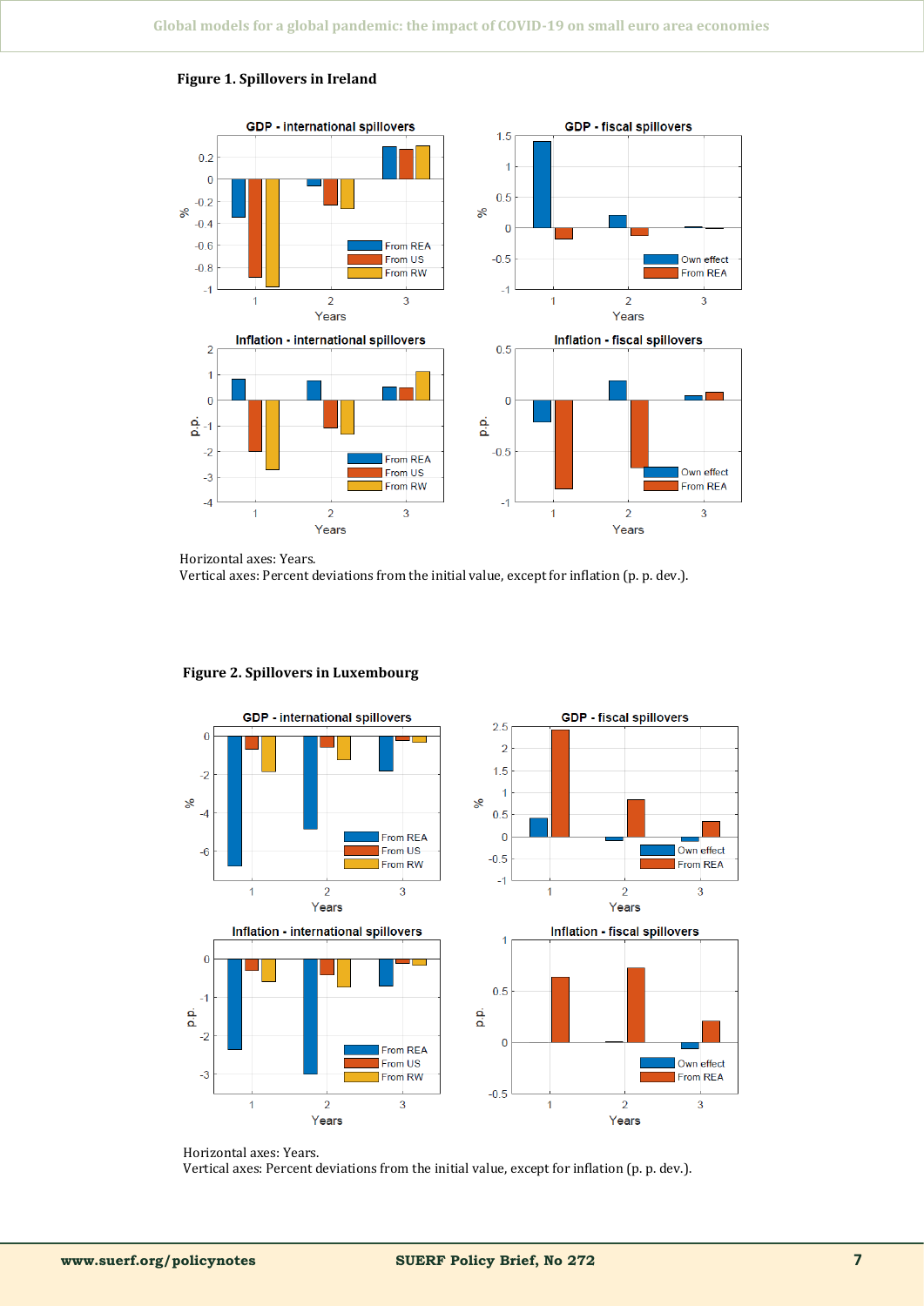**Figure 1. Spillovers in Ireland**

Horizontal axes: Years.
Vertical axes: Percent deviations from the initial value, except for inflation (p. p. dev.).

**Figure 2. Spillovers in Luxembourg**

Horizontal axes: Years.
Vertical axes: Percent deviations from the initial value, except for inflation (p. p. dev.).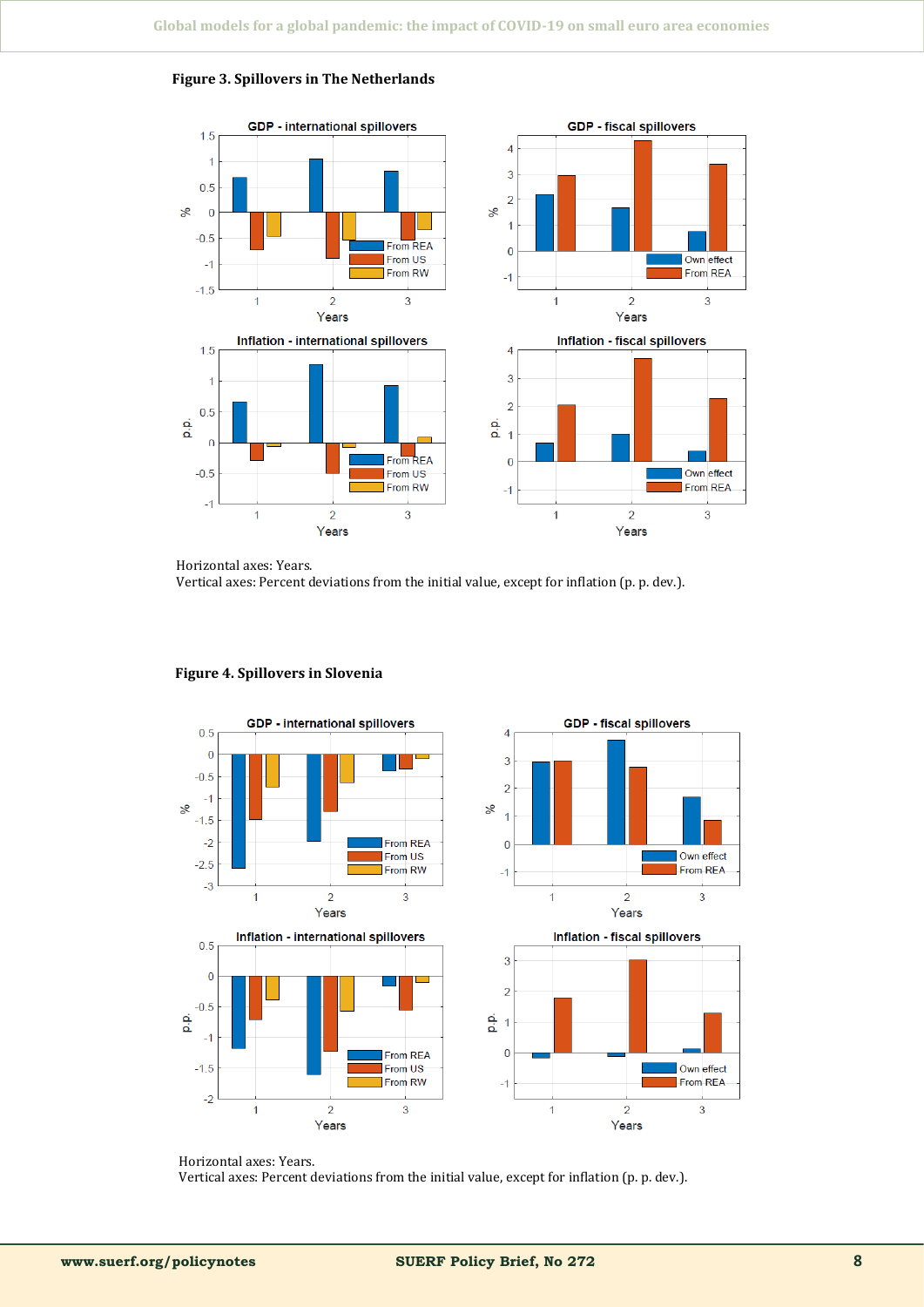**Figure 3. Spillovers in The Netherlands**

Horizontal axes: Years.
Vertical axes: Percent deviations from the initial value, except for inflation (p. p. dev.).

**Figure 4. Spillovers in Slovenia**

Horizontal axes: Years.
Vertical axes: Percent deviations from the initial value, except for inflation (p. p. dev.).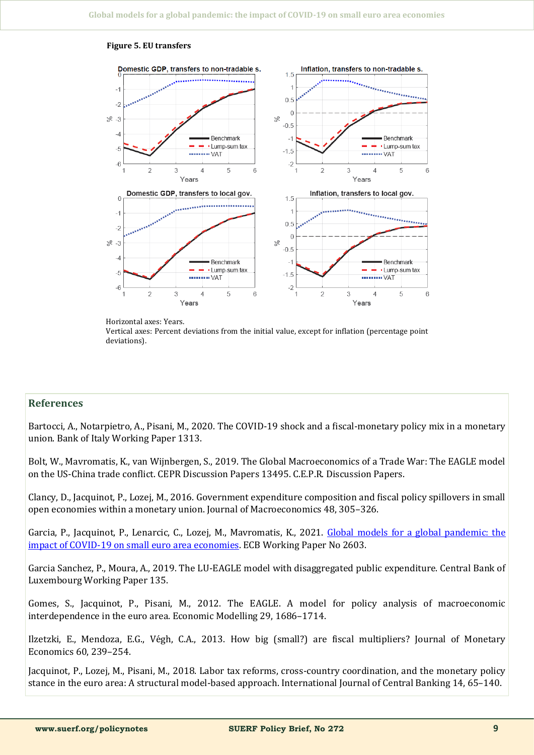**Figure 5. EU transfers**

Horizontal axes: Years.
Vertical axes: Percent deviations from the initial value, except for inflation (percentage point deviations).

## References

Bartocci, A., Notarpietro, A., Pisani, M., 2020. The COVID-19 shock and a fiscal-monetary policy mix in a monetary union. Bank of Italy Working Paper 1313.

Bolt, W., Mavromatis, K., van Wijnbergen, S., 2019. The Global Macroeconomics of a Trade War: The EAGLE model on the US-China trade conflict. CEPR Discussion Papers 13495. C.E.P.R. Discussion Papers.

Clancy, D., Jacquinot, P., Lozej, M., 2016. Government expenditure composition and fiscal policy spillovers in small open economies within a monetary union. Journal of Macroeconomics 48, 305–326.

Garcia, P., Jacquinot, P., Lenarcic, C., Lozej, M., Mavromatis, K., 2021. [Global models for a global pandemic: the impact of COVID-19 on small euro area economies](). ECB Working Paper No 2603.

Garcia Sanchez, P., Moura, A., 2019. The LU-EAGLE model with disaggregated public expenditure. Central Bank of Luxembourg Working Paper 135.

Gomes, S., Jacquinot, P., Pisani, M., 2012. The EAGLE. A model for policy analysis of macroeconomic interdependence in the euro area. Economic Modelling 29, 1686–1714.

Ilzetzki, E., Mendoza, E.G., Végh, C.A., 2013. How big (small?) are fiscal multipliers? Journal of Monetary Economics 60, 239–254.

Jacquinot, P., Lozej, M., Pisani, M., 2018. Labor tax reforms, cross-country coordination, and the monetary policy stance in the euro area: A structural model-based approach. International Journal of Central Banking 14, 65–140.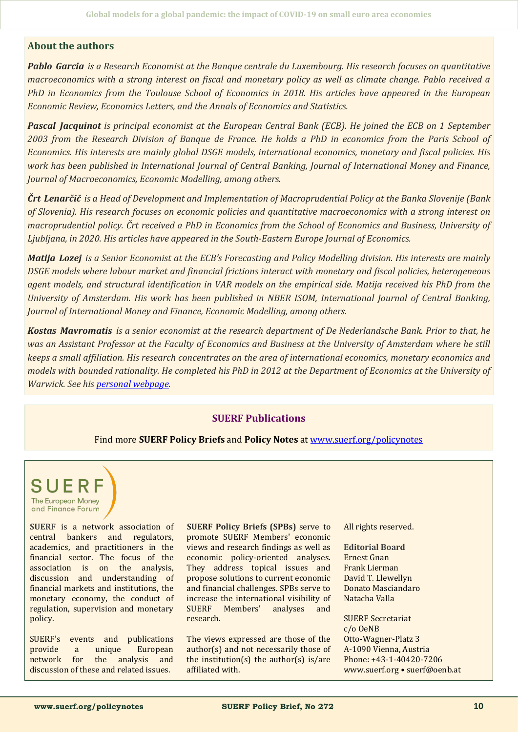## About the authors

***Pablo Garcia*** *is a Research Economist at the Banque centrale du Luxembourg. His research focuses on quantitative macroeconomics with a strong interest on fiscal and monetary policy as well as climate change. Pablo received a PhD in Economics from the Toulouse School of Economics in 2018. His articles have appeared in the European Economic Review, Economics Letters, and the Annals of Economics and Statistics.*

***Pascal Jacquinot*** *is principal economist at the European Central Bank (ECB). He joined the ECB on 1 September 2003 from the Research Division of Banque de France. He holds a PhD in economics from the Paris School of Economics. His interests are mainly global DSGE models, international economics, monetary and fiscal policies. His work has been published in International Journal of Central Banking, Journal of International Money and Finance, Journal of Macroeconomics, Economic Modelling, among others.*

***Črt Lenarčič*** *is a Head of Development and Implementation of Macroprudential Policy at the Banka Slovenije (Bank of Slovenia). His research focuses on economic policies and quantitative macroeconomics with a strong interest on macroprudential policy. Črt received a PhD in Economics from the School of Economics and Business, University of Ljubljana, in 2020. His articles have appeared in the South-Eastern Europe Journal of Economics.*

***Matija Lozej*** *is a Senior Economist at the ECB's Forecasting and Policy Modelling division. His interests are mainly DSGE models where labour market and financial frictions interact with monetary and fiscal policies, heterogeneous agent models, and structural identification in VAR models on the empirical side. Matija received his PhD from the University of Amsterdam. His work has been published in NBER ISOM, International Journal of Central Banking, Journal of International Money and Finance, Economic Modelling, among others.*

***Kostas Mavromatis*** *is a senior economist at the research department of De Nederlandsche Bank. Prior to that, he was an Assistant Professor at the Faculty of Economics and Business at the University of Amsterdam where he still keeps a small affiliation. His research concentrates on the area of international economics, monetary economics and models with bounded rationality. He completed his PhD in 2012 at the Department of Economics at the University of Warwick. See his [personal webpage](personal webpage).*

### SUERF Publications

Find more **SUERF Policy Briefs** and **Policy Notes** at [www.suerf.org/policynotes](www.suerf.org/policynotes)

SUERF
The European Money and Finance Forum

**SUERF** is a network association of central bankers and regulators, academics, and practitioners in the financial sector. The focus of the association is on the analysis, discussion and understanding of financial markets and institutions, the monetary economy, the conduct of regulation, supervision and monetary policy.

SUERF's events and publications provide a unique European network for the analysis and discussion of these and related issues.

**SUERF Policy Briefs (SPBs)** serve to promote SUERF Members' economic views and research findings as well as economic policy-oriented analyses. They address topical issues and propose solutions to current economic and financial challenges. SPBs serve to increase the international visibility of SUERF Members' analyses and research.

The views expressed are those of the author(s) and not necessarily those of the institution(s) the author(s) is/are affiliated with.

All rights reserved.

**Editorial Board**
Ernest Gnan
Frank Lierman
David T. Llewellyn
Donato Masciandaro
Natacha Valla

SUERF Secretariat
c/o OeNB
Otto-Wagner-Platz 3
A-1090 Vienna, Austria
Phone: +43-1-40420-7206
www.suerf.org • suerf@oenb.at